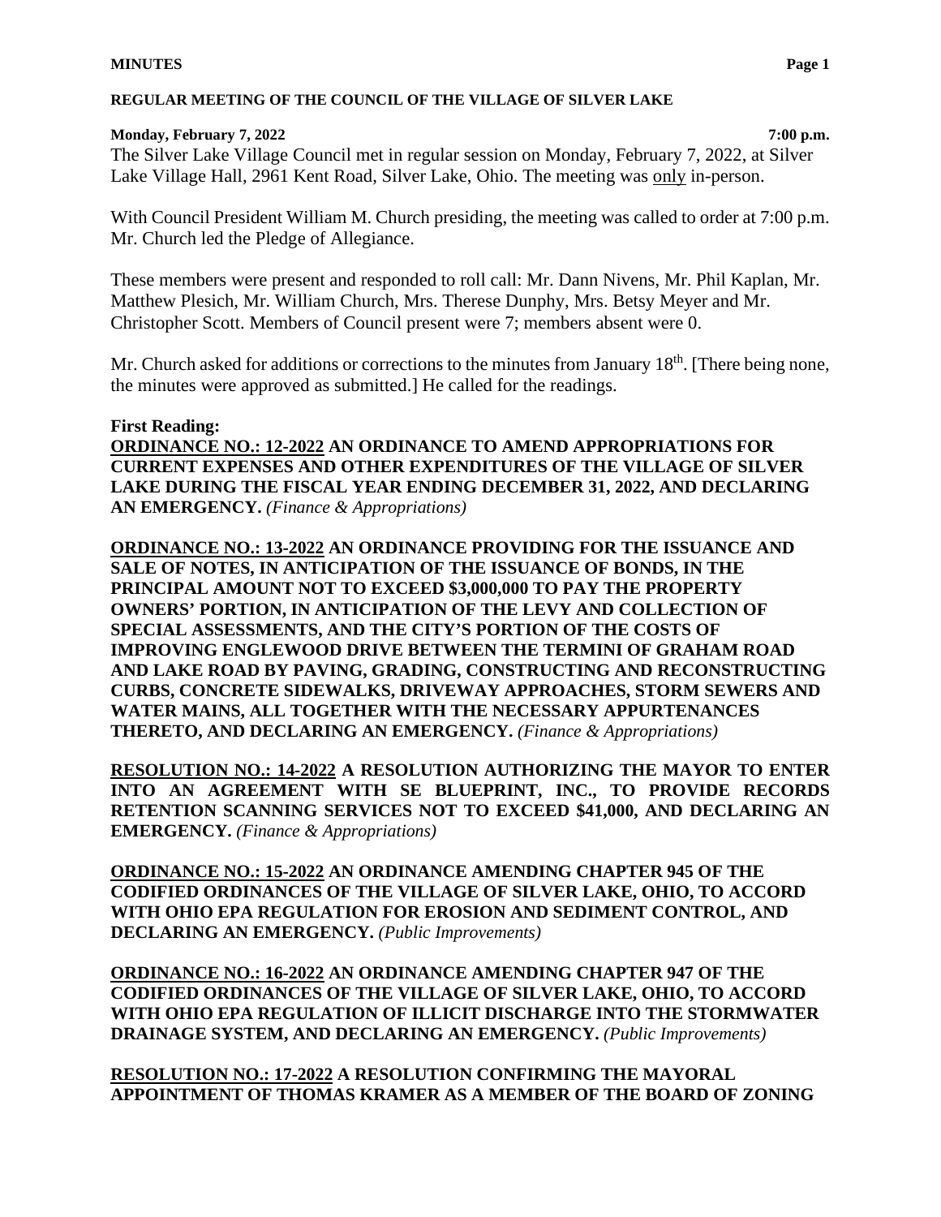**REGULAR MEETING OF THE COUNCIL OF THE VILLAGE OF SILVER LAKE**

**Monday, February 7, 2022** **7:00 p.m.**

The Silver Lake Village Council met in regular session on Monday, February 7, 2022, at Silver Lake Village Hall, 2961 Kent Road, Silver Lake, Ohio. The meeting was <u>only</u> in-person.

With Council President William M. Church presiding, the meeting was called to order at 7:00 p.m. Mr. Church led the Pledge of Allegiance.

These members were present and responded to roll call: Mr. Dann Nivens, Mr. Phil Kaplan, Mr. Matthew Plesich, Mr. William Church, Mrs. Therese Dunphy, Mrs. Betsy Meyer and Mr. Christopher Scott. Members of Council present were 7; members absent were 0.

Mr. Church asked for additions or corrections to the minutes from January 18th. [There being none, the minutes were approved as submitted.] He called for the readings.

**First Reading:**

**<u>ORDINANCE NO.: 12-2022</u> AN ORDINANCE TO AMEND APPROPRIATIONS FOR CURRENT EXPENSES AND OTHER EXPENDITURES OF THE VILLAGE OF SILVER LAKE DURING THE FISCAL YEAR ENDING DECEMBER 31, 2022, AND DECLARING AN EMERGENCY.** *(Finance & Appropriations)*

**<u>ORDINANCE NO.: 13-2022</u> AN ORDINANCE PROVIDING FOR THE ISSUANCE AND SALE OF NOTES, IN ANTICIPATION OF THE ISSUANCE OF BONDS, IN THE PRINCIPAL AMOUNT NOT TO EXCEED $3,000,000 TO PAY THE PROPERTY OWNERS' PORTION, IN ANTICIPATION OF THE LEVY AND COLLECTION OF SPECIAL ASSESSMENTS, AND THE CITY'S PORTION OF THE COSTS OF IMPROVING ENGLEWOOD DRIVE BETWEEN THE TERMINI OF GRAHAM ROAD AND LAKE ROAD BY PAVING, GRADING, CONSTRUCTING AND RECONSTRUCTING CURBS, CONCRETE SIDEWALKS, DRIVEWAY APPROACHES, STORM SEWERS AND WATER MAINS, ALL TOGETHER WITH THE NECESSARY APPURTENANCES THERETO, AND DECLARING AN EMERGENCY.** *(Finance & Appropriations)*

**<u>RESOLUTION NO.: 14-2022</u> A RESOLUTION AUTHORIZING THE MAYOR TO ENTER INTO AN AGREEMENT WITH SE BLUEPRINT, INC., TO PROVIDE RECORDS RETENTION SCANNING SERVICES NOT TO EXCEED $41,000, AND DECLARING AN EMERGENCY.** *(Finance & Appropriations)*

**<u>ORDINANCE NO.: 15-2022</u> AN ORDINANCE AMENDING CHAPTER 945 OF THE CODIFIED ORDINANCES OF THE VILLAGE OF SILVER LAKE, OHIO, TO ACCORD WITH OHIO EPA REGULATION FOR EROSION AND SEDIMENT CONTROL, AND DECLARING AN EMERGENCY.** *(Public Improvements)*

**<u>ORDINANCE NO.: 16-2022</u> AN ORDINANCE AMENDING CHAPTER 947 OF THE CODIFIED ORDINANCES OF THE VILLAGE OF SILVER LAKE, OHIO, TO ACCORD WITH OHIO EPA REGULATION OF ILLICIT DISCHARGE INTO THE STORMWATER DRAINAGE SYSTEM, AND DECLARING AN EMERGENCY.** *(Public Improvements)*

**<u>RESOLUTION NO.: 17-2022</u> A RESOLUTION CONFIRMING THE MAYORAL APPOINTMENT OF THOMAS KRAMER AS A MEMBER OF THE BOARD OF ZONING**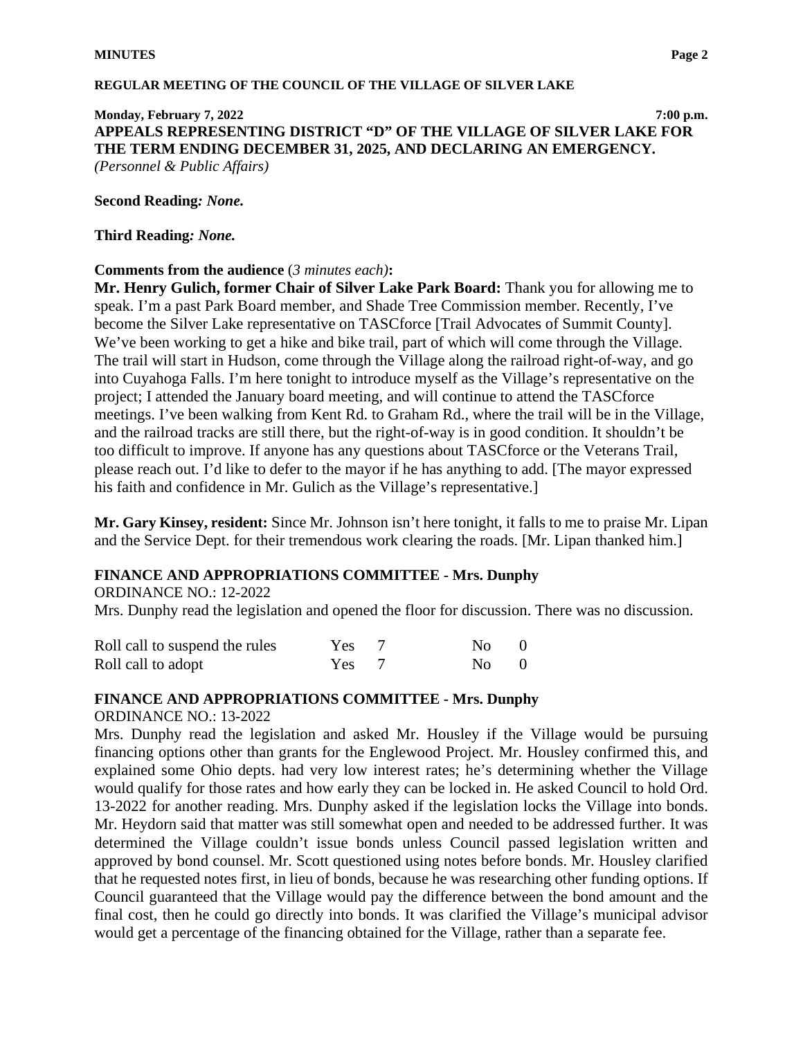**APPEALS REPRESENTING DISTRICT "D" OF THE VILLAGE OF SILVER LAKE FOR THE TERM ENDING DECEMBER 31, 2025, AND DECLARING AN EMERGENCY.**
*(Personnel & Public Affairs)*

**Second Reading*: None.***

**Third Reading*: None.***

**Comments from the audience** (*3 minutes each)***:**

**Mr. Henry Gulich, former Chair of Silver Lake Park Board:** Thank you for allowing me to speak. I'm a past Park Board member, and Shade Tree Commission member. Recently, I've become the Silver Lake representative on TASCforce [Trail Advocates of Summit County]. We've been working to get a hike and bike trail, part of which will come through the Village. The trail will start in Hudson, come through the Village along the railroad right-of-way, and go into Cuyahoga Falls. I'm here tonight to introduce myself as the Village's representative on the project; I attended the January board meeting, and will continue to attend the TASCforce meetings. I've been walking from Kent Rd. to Graham Rd., where the trail will be in the Village, and the railroad tracks are still there, but the right-of-way is in good condition. It shouldn't be too difficult to improve. If anyone has any questions about TASCforce or the Veterans Trail, please reach out. I'd like to defer to the mayor if he has anything to add. [The mayor expressed his faith and confidence in Mr. Gulich as the Village's representative.]

**Mr. Gary Kinsey, resident:** Since Mr. Johnson isn't here tonight, it falls to me to praise Mr. Lipan and the Service Dept. for their tremendous work clearing the roads. [Mr. Lipan thanked him.]

**FINANCE AND APPROPRIATIONS COMMITTEE - Mrs. Dunphy**
ORDINANCE NO.: 12-2022
Mrs. Dunphy read the legislation and opened the floor for discussion. There was no discussion.

| | | | | |
|---|---|---|---|---|
| Roll call to suspend the rules | Yes | 7 | No | 0 |
| Roll call to adopt | Yes | 7 | No | 0 |

**FINANCE AND APPROPRIATIONS COMMITTEE - Mrs. Dunphy**
ORDINANCE NO.: 13-2022
Mrs. Dunphy read the legislation and asked Mr. Housley if the Village would be pursuing financing options other than grants for the Englewood Project. Mr. Housley confirmed this, and explained some Ohio depts. had very low interest rates; he's determining whether the Village would qualify for those rates and how early they can be locked in. He asked Council to hold Ord. 13-2022 for another reading. Mrs. Dunphy asked if the legislation locks the Village into bonds. Mr. Heydorn said that matter was still somewhat open and needed to be addressed further. It was determined the Village couldn't issue bonds unless Council passed legislation written and approved by bond counsel. Mr. Scott questioned using notes before bonds. Mr. Housley clarified that he requested notes first, in lieu of bonds, because he was researching other funding options. If Council guaranteed that the Village would pay the difference between the bond amount and the final cost, then he could go directly into bonds. It was clarified the Village's municipal advisor would get a percentage of the financing obtained for the Village, rather than a separate fee.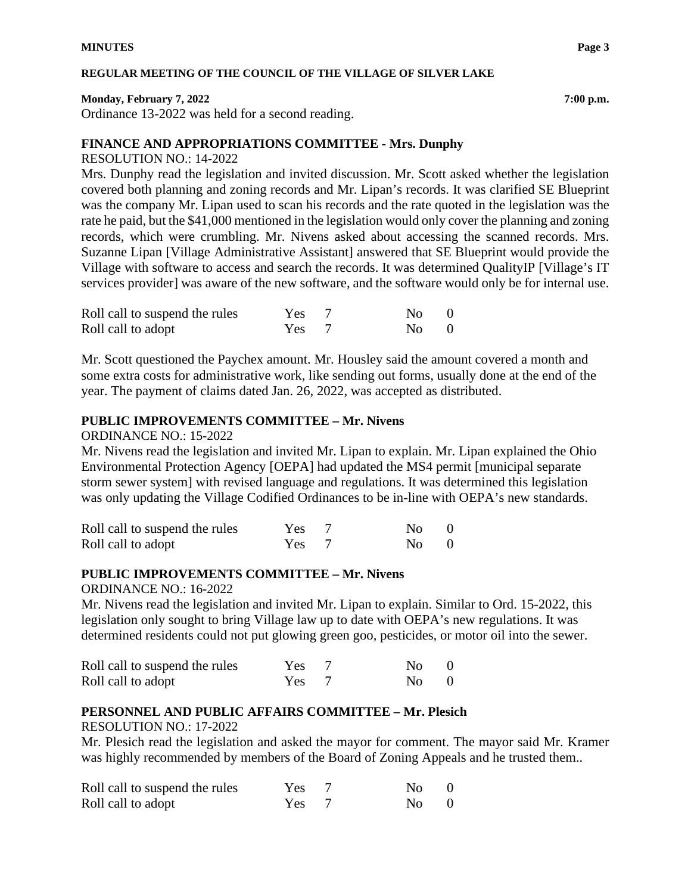Ordinance 13-2022 was held for a second reading.

### FINANCE AND APPROPRIATIONS COMMITTEE - Mrs. Dunphy

RESOLUTION NO.: 14-2022

Mrs. Dunphy read the legislation and invited discussion. Mr. Scott asked whether the legislation covered both planning and zoning records and Mr. Lipan's records. It was clarified SE Blueprint was the company Mr. Lipan used to scan his records and the rate quoted in the legislation was the rate he paid, but the $41,000 mentioned in the legislation would only cover the planning and zoning records, which were crumbling. Mr. Nivens asked about accessing the scanned records. Mrs. Suzanne Lipan [Village Administrative Assistant] answered that SE Blueprint would provide the Village with software to access and search the records. It was determined QualityIP [Village's IT services provider] was aware of the new software, and the software would only be for internal use.

| | | | | |
|---|---|---|---|---|
| Roll call to suspend the rules | Yes | 7 | No | 0 |
| Roll call to adopt | Yes | 7 | No | 0 |

Mr. Scott questioned the Paychex amount. Mr. Housley said the amount covered a month and some extra costs for administrative work, like sending out forms, usually done at the end of the year. The payment of claims dated Jan. 26, 2022, was accepted as distributed.

### PUBLIC IMPROVEMENTS COMMITTEE – Mr. Nivens

ORDINANCE NO.: 15-2022

Mr. Nivens read the legislation and invited Mr. Lipan to explain. Mr. Lipan explained the Ohio Environmental Protection Agency [OEPA] had updated the MS4 permit [municipal separate storm sewer system] with revised language and regulations. It was determined this legislation was only updating the Village Codified Ordinances to be in-line with OEPA's new standards.

| | | | | |
|---|---|---|---|---|
| Roll call to suspend the rules | Yes | 7 | No | 0 |
| Roll call to adopt | Yes | 7 | No | 0 |

### PUBLIC IMPROVEMENTS COMMITTEE – Mr. Nivens

ORDINANCE NO.: 16-2022

Mr. Nivens read the legislation and invited Mr. Lipan to explain. Similar to Ord. 15-2022, this legislation only sought to bring Village law up to date with OEPA's new regulations. It was determined residents could not put glowing green goo, pesticides, or motor oil into the sewer.

| | | | | |
|---|---|---|---|---|
| Roll call to suspend the rules | Yes | 7 | No | 0 |
| Roll call to adopt | Yes | 7 | No | 0 |

### PERSONNEL AND PUBLIC AFFAIRS COMMITTEE – Mr. Plesich

RESOLUTION NO.: 17-2022

Mr. Plesich read the legislation and asked the mayor for comment. The mayor said Mr. Kramer was highly recommended by members of the Board of Zoning Appeals and he trusted them..

| | | | | |
|---|---|---|---|---|
| Roll call to suspend the rules | Yes | 7 | No | 0 |
| Roll call to adopt | Yes | 7 | No | 0 |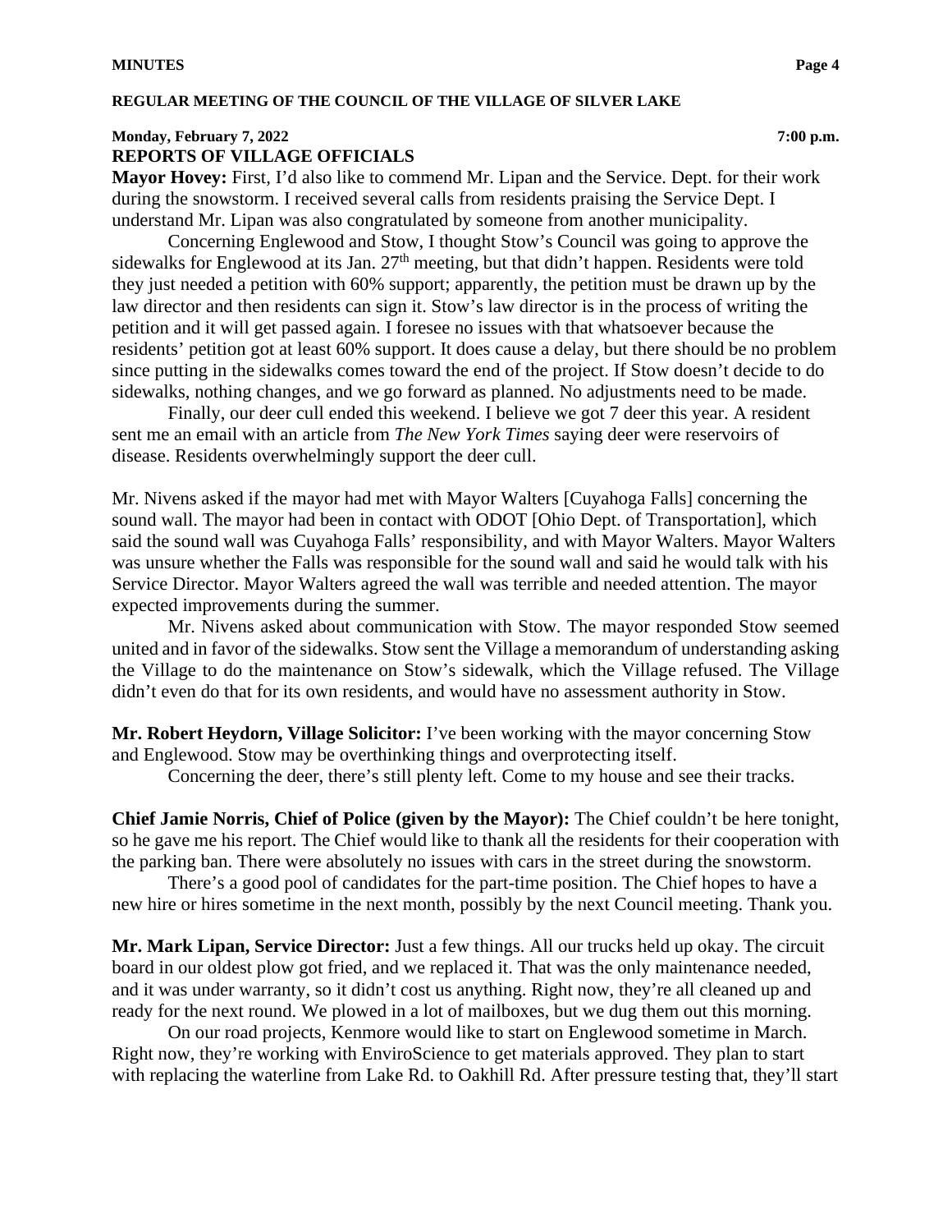**REPORTS OF VILLAGE OFFICIALS**

**Mayor Hovey:** First, I'd also like to commend Mr. Lipan and the Service. Dept. for their work during the snowstorm. I received several calls from residents praising the Service Dept. I understand Mr. Lipan was also congratulated by someone from another municipality.

Concerning Englewood and Stow, I thought Stow's Council was going to approve the sidewalks for Englewood at its Jan. 27th meeting, but that didn't happen. Residents were told they just needed a petition with 60% support; apparently, the petition must be drawn up by the law director and then residents can sign it. Stow's law director is in the process of writing the petition and it will get passed again. I foresee no issues with that whatsoever because the residents' petition got at least 60% support. It does cause a delay, but there should be no problem since putting in the sidewalks comes toward the end of the project. If Stow doesn't decide to do sidewalks, nothing changes, and we go forward as planned. No adjustments need to be made.

Finally, our deer cull ended this weekend. I believe we got 7 deer this year. A resident sent me an email with an article from *The New York Times* saying deer were reservoirs of disease. Residents overwhelmingly support the deer cull.

Mr. Nivens asked if the mayor had met with Mayor Walters [Cuyahoga Falls] concerning the sound wall. The mayor had been in contact with ODOT [Ohio Dept. of Transportation], which said the sound wall was Cuyahoga Falls' responsibility, and with Mayor Walters. Mayor Walters was unsure whether the Falls was responsible for the sound wall and said he would talk with his Service Director. Mayor Walters agreed the wall was terrible and needed attention. The mayor expected improvements during the summer.

Mr. Nivens asked about communication with Stow. The mayor responded Stow seemed united and in favor of the sidewalks. Stow sent the Village a memorandum of understanding asking the Village to do the maintenance on Stow's sidewalk, which the Village refused. The Village didn't even do that for its own residents, and would have no assessment authority in Stow.

**Mr. Robert Heydorn, Village Solicitor:** I've been working with the mayor concerning Stow and Englewood. Stow may be overthinking things and overprotecting itself.

Concerning the deer, there's still plenty left. Come to my house and see their tracks.

**Chief Jamie Norris, Chief of Police (given by the Mayor):** The Chief couldn't be here tonight, so he gave me his report. The Chief would like to thank all the residents for their cooperation with the parking ban. There were absolutely no issues with cars in the street during the snowstorm.

There's a good pool of candidates for the part-time position. The Chief hopes to have a new hire or hires sometime in the next month, possibly by the next Council meeting. Thank you.

**Mr. Mark Lipan, Service Director:** Just a few things. All our trucks held up okay. The circuit board in our oldest plow got fried, and we replaced it. That was the only maintenance needed, and it was under warranty, so it didn't cost us anything. Right now, they're all cleaned up and ready for the next round. We plowed in a lot of mailboxes, but we dug them out this morning.

On our road projects, Kenmore would like to start on Englewood sometime in March. Right now, they're working with EnviroScience to get materials approved. They plan to start with replacing the waterline from Lake Rd. to Oakhill Rd. After pressure testing that, they'll start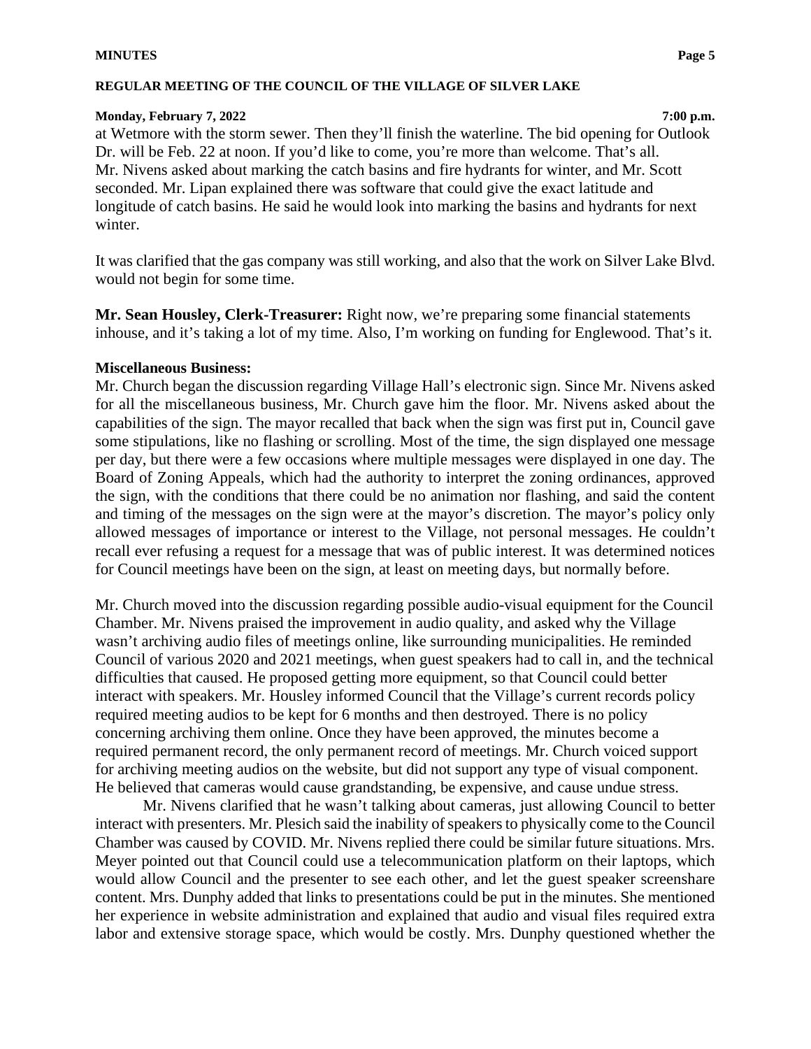at Wetmore with the storm sewer. Then they'll finish the waterline. The bid opening for Outlook Dr. will be Feb. 22 at noon. If you'd like to come, you're more than welcome. That's all.
Mr. Nivens asked about marking the catch basins and fire hydrants for winter, and Mr. Scott seconded. Mr. Lipan explained there was software that could give the exact latitude and longitude of catch basins. He said he would look into marking the basins and hydrants for next winter.

It was clarified that the gas company was still working, and also that the work on Silver Lake Blvd. would not begin for some time.

**Mr. Sean Housley, Clerk-Treasurer:** Right now, we're preparing some financial statements inhouse, and it's taking a lot of my time. Also, I'm working on funding for Englewood. That's it.

**Miscellaneous Business:**
Mr. Church began the discussion regarding Village Hall's electronic sign. Since Mr. Nivens asked for all the miscellaneous business, Mr. Church gave him the floor. Mr. Nivens asked about the capabilities of the sign. The mayor recalled that back when the sign was first put in, Council gave some stipulations, like no flashing or scrolling. Most of the time, the sign displayed one message per day, but there were a few occasions where multiple messages were displayed in one day. The Board of Zoning Appeals, which had the authority to interpret the zoning ordinances, approved the sign, with the conditions that there could be no animation nor flashing, and said the content and timing of the messages on the sign were at the mayor's discretion. The mayor's policy only allowed messages of importance or interest to the Village, not personal messages. He couldn't recall ever refusing a request for a message that was of public interest. It was determined notices for Council meetings have been on the sign, at least on meeting days, but normally before.

Mr. Church moved into the discussion regarding possible audio-visual equipment for the Council Chamber. Mr. Nivens praised the improvement in audio quality, and asked why the Village wasn't archiving audio files of meetings online, like surrounding municipalities. He reminded Council of various 2020 and 2021 meetings, when guest speakers had to call in, and the technical difficulties that caused. He proposed getting more equipment, so that Council could better interact with speakers. Mr. Housley informed Council that the Village's current records policy required meeting audios to be kept for 6 months and then destroyed. There is no policy concerning archiving them online. Once they have been approved, the minutes become a required permanent record, the only permanent record of meetings. Mr. Church voiced support for archiving meeting audios on the website, but did not support any type of visual component. He believed that cameras would cause grandstanding, be expensive, and cause undue stress.

Mr. Nivens clarified that he wasn't talking about cameras, just allowing Council to better interact with presenters. Mr. Plesich said the inability of speakers to physically come to the Council Chamber was caused by COVID. Mr. Nivens replied there could be similar future situations. Mrs. Meyer pointed out that Council could use a telecommunication platform on their laptops, which would allow Council and the presenter to see each other, and let the guest speaker screenshare content. Mrs. Dunphy added that links to presentations could be put in the minutes. She mentioned her experience in website administration and explained that audio and visual files required extra labor and extensive storage space, which would be costly. Mrs. Dunphy questioned whether the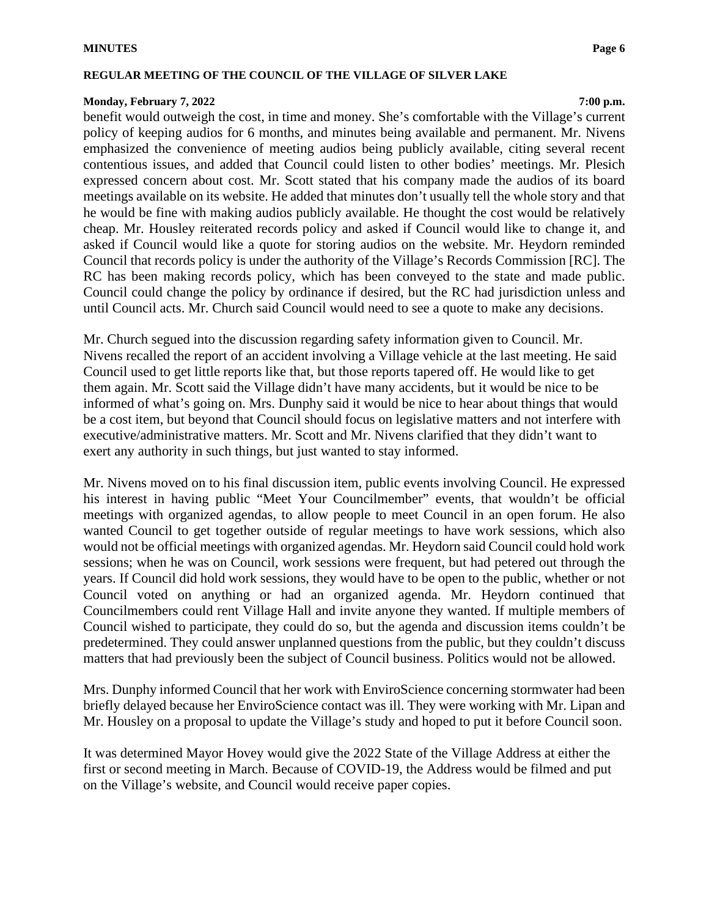benefit would outweigh the cost, in time and money. She's comfortable with the Village's current policy of keeping audios for 6 months, and minutes being available and permanent. Mr. Nivens emphasized the convenience of meeting audios being publicly available, citing several recent contentious issues, and added that Council could listen to other bodies' meetings. Mr. Plesich expressed concern about cost. Mr. Scott stated that his company made the audios of its board meetings available on its website. He added that minutes don't usually tell the whole story and that he would be fine with making audios publicly available. He thought the cost would be relatively cheap. Mr. Housley reiterated records policy and asked if Council would like to change it, and asked if Council would like a quote for storing audios on the website. Mr. Heydorn reminded Council that records policy is under the authority of the Village's Records Commission [RC]. The RC has been making records policy, which has been conveyed to the state and made public. Council could change the policy by ordinance if desired, but the RC had jurisdiction unless and until Council acts. Mr. Church said Council would need to see a quote to make any decisions.

Mr. Church segued into the discussion regarding safety information given to Council. Mr. Nivens recalled the report of an accident involving a Village vehicle at the last meeting. He said Council used to get little reports like that, but those reports tapered off. He would like to get them again. Mr. Scott said the Village didn't have many accidents, but it would be nice to be informed of what's going on. Mrs. Dunphy said it would be nice to hear about things that would be a cost item, but beyond that Council should focus on legislative matters and not interfere with executive/administrative matters. Mr. Scott and Mr. Nivens clarified that they didn't want to exert any authority in such things, but just wanted to stay informed.

Mr. Nivens moved on to his final discussion item, public events involving Council. He expressed his interest in having public "Meet Your Councilmember" events, that wouldn't be official meetings with organized agendas, to allow people to meet Council in an open forum. He also wanted Council to get together outside of regular meetings to have work sessions, which also would not be official meetings with organized agendas. Mr. Heydorn said Council could hold work sessions; when he was on Council, work sessions were frequent, but had petered out through the years. If Council did hold work sessions, they would have to be open to the public, whether or not Council voted on anything or had an organized agenda. Mr. Heydorn continued that Councilmembers could rent Village Hall and invite anyone they wanted. If multiple members of Council wished to participate, they could do so, but the agenda and discussion items couldn't be predetermined. They could answer unplanned questions from the public, but they couldn't discuss matters that had previously been the subject of Council business. Politics would not be allowed.

Mrs. Dunphy informed Council that her work with EnviroScience concerning stormwater had been briefly delayed because her EnviroScience contact was ill. They were working with Mr. Lipan and Mr. Housley on a proposal to update the Village's study and hoped to put it before Council soon.

It was determined Mayor Hovey would give the 2022 State of the Village Address at either the first or second meeting in March. Because of COVID-19, the Address would be filmed and put on the Village's website, and Council would receive paper copies.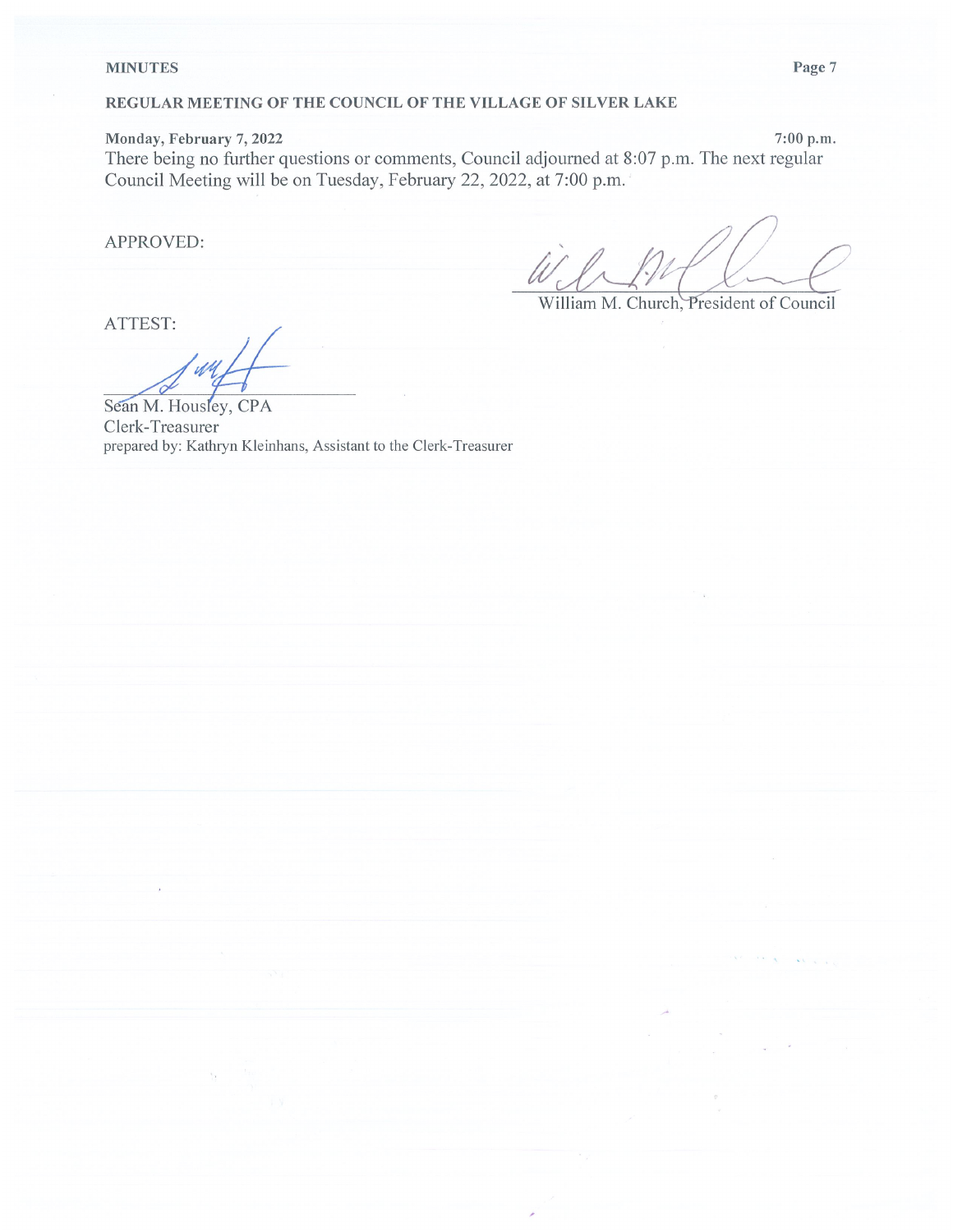**MINUTES**

**REGULAR MEETING OF THE COUNCIL OF THE VILLAGE OF SILVER LAKE**

**Monday, February 7, 2022** **7:00 p.m.**

There being no further questions or comments, Council adjourned at 8:07 p.m. The next regular Council Meeting will be on Tuesday, February 22, 2022, at 7:00 p.m.

APPROVED:

William M. Church, President of Council

ATTEST:

Seán M. Housley, CPA
Clerk-Treasurer
prepared by: Kathryn Kleinhans, Assistant to the Clerk-Treasurer